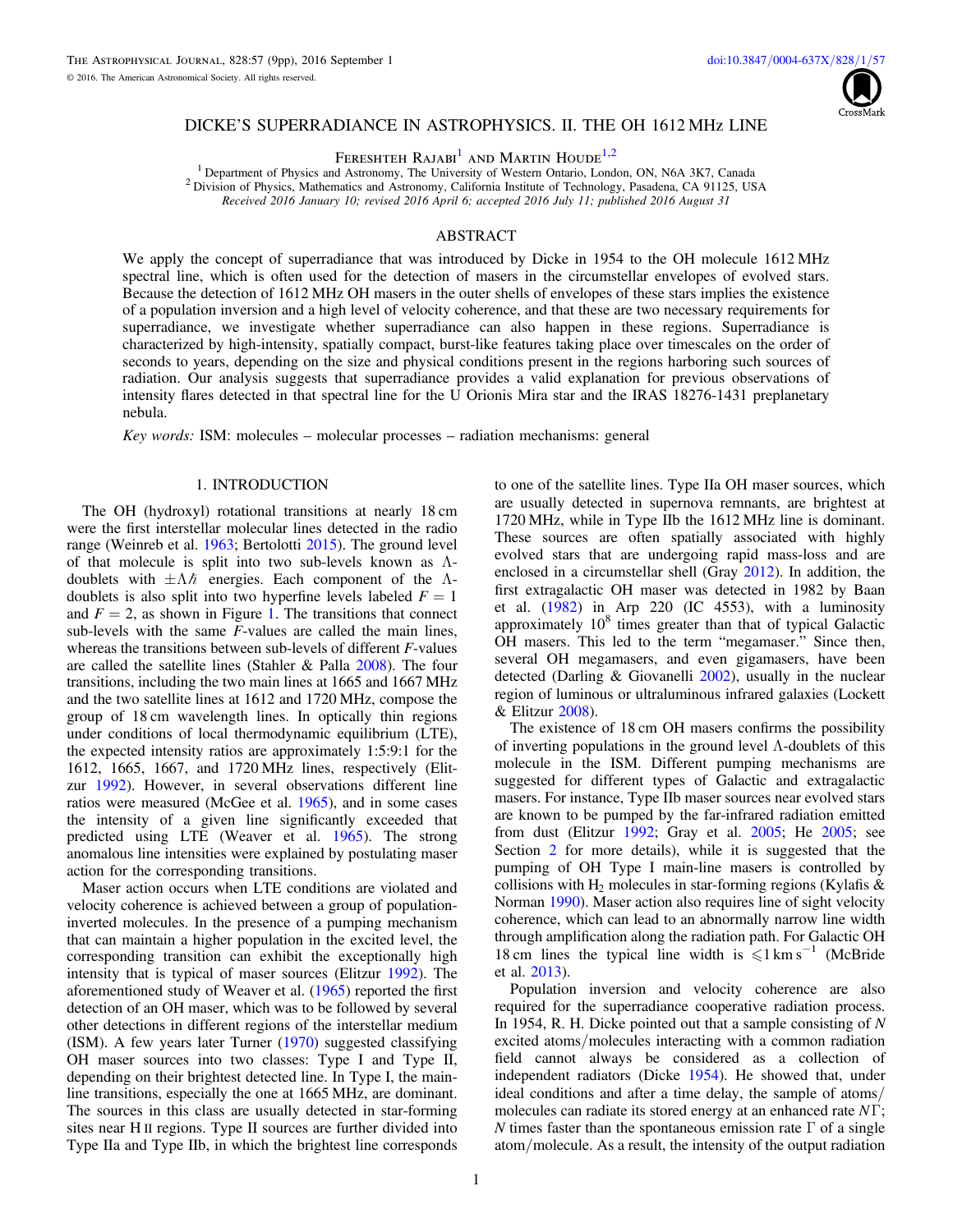# DICKE'S SUPERRADIANCE IN ASTROPHYSICS. II. THE OH 1612 MHz LINE

Fereshteh Rajabi[1] and Martin Houde[1,2]

[1] Department of Physics and Astronomy, The University of Western Ontario, London, ON, N6A 3K7, Canada
[2] Division of Physics, Mathematics and Astronomy, California Institute of Technology, Pasadena, CA 91125, USA

*Received 2016 January 10; revised 2016 April 6; accepted 2016 July 11; published 2016 August 31*

## ABSTRACT

We apply the concept of superradiance that was introduced by Dicke in 1954 to the OH molecule 1612 MHz spectral line, which is often used for the detection of masers in the circumstellar envelopes of evolved stars. Because the detection of 1612 MHz OH masers in the outer shells of envelopes of these stars implies the existence of a population inversion and a high level of velocity coherence, and that these are two necessary requirements for superradiance, we investigate whether superradiance can also happen in these regions. Superradiance is characterized by high-intensity, spatially compact, burst-like features taking place over timescales on the order of seconds to years, depending on the size and physical conditions present in the regions harboring such sources of radiation. Our analysis suggests that superradiance provides a valid explanation for previous observations of intensity flares detected in that spectral line for the U Orionis Mira star and the IRAS 18276-1431 preplanetary nebula.

*Key words:* ISM: molecules – molecular processes – radiation mechanisms: general

## 1. INTRODUCTION

The OH (hydroxyl) rotational transitions at nearly 18 cm were the first interstellar molecular lines detected in the radio range (Weinreb et al. 1963; Bertolotti 2015). The ground level of that molecule is split into two sub-levels known as $\Lambda$-doublets with $\pm\Lambda\hbar$ energies. Each component of the $\Lambda$-doublets is also split into two hyperfine levels labeled $F = 1$ and $F = 2$, as shown in Figure 1. The transitions that connect sub-levels with the same $F$-values are called the main lines, whereas the transitions between sub-levels of different $F$-values are called the satellite lines (Stahler & Palla 2008). The four transitions, including the two main lines at 1665 and 1667 MHz and the two satellite lines at 1612 and 1720 MHz, compose the group of 18 cm wavelength lines. In optically thin regions under conditions of local thermodynamic equilibrium (LTE), the expected intensity ratios are approximately 1:5:9:1 for the 1612, 1665, 1667, and 1720 MHz lines, respectively (Elitzur 1992). However, in several observations different line ratios were measured (McGee et al. 1965), and in some cases the intensity of a given line significantly exceeded that predicted using LTE (Weaver et al. 1965). The strong anomalous line intensities were explained by postulating maser action for the corresponding transitions.

Maser action occurs when LTE conditions are violated and velocity coherence is achieved between a group of population-inverted molecules. In the presence of a pumping mechanism that can maintain a higher population in the excited level, the corresponding transition can exhibit the exceptionally high intensity that is typical of maser sources (Elitzur 1992). The aforementioned study of Weaver et al. (1965) reported the first detection of an OH maser, which was to be followed by several other detections in different regions of the interstellar medium (ISM). A few years later Turner (1970) suggested classifying OH maser sources into two classes: Type I and Type II, depending on their brightest detected line. In Type I, the main-line transitions, especially the one at 1665 MHz, are dominant. The sources in this class are usually detected in star-forming sites near H II regions. Type II sources are further divided into Type IIa and Type IIb, in which the brightest line corresponds to one of the satellite lines. Type IIa OH maser sources, which are usually detected in supernova remnants, are brightest at 1720 MHz, while in Type IIb the 1612 MHz line is dominant. These sources are often spatially associated with highly evolved stars that are undergoing rapid mass-loss and are enclosed in a circumstellar shell (Gray 2012). In addition, the first extragalactic OH maser was detected in 1982 by Baan et al. (1982) in Arp 220 (IC 4553), with a luminosity approximately $10^8$ times greater than that of typical Galactic OH masers. This led to the term "megamaser." Since then, several OH megamasers, and even gigamasers, have been detected (Darling & Giovanelli 2002), usually in the nuclear region of luminous or ultraluminous infrared galaxies (Lockett & Elitzur 2008).

The existence of 18 cm OH masers confirms the possibility of inverting populations in the ground level $\Lambda$-doublets of this molecule in the ISM. Different pumping mechanisms are suggested for different types of Galactic and extragalactic masers. For instance, Type IIb maser sources near evolved stars are known to be pumped by the far-infrared radiation emitted from dust (Elitzur 1992; Gray et al. 2005; He 2005; see Section 2 for more details), while it is suggested that the pumping of OH Type I main-line masers is controlled by collisions with $H_2$ molecules in star-forming regions (Kylafis & Norman 1990). Maser action also requires line of sight velocity coherence, which can lead to an abnormally narrow line width through amplification along the radiation path. For Galactic OH 18 cm lines the typical line width is $\leqslant 1\ \mathrm{km\ s^{-1}}$ (McBride et al. 2013).

Population inversion and velocity coherence are also required for the superradiance cooperative radiation process. In 1954, R. H. Dicke pointed out that a sample consisting of $N$ excited atoms/molecules interacting with a common radiation field cannot always be considered as a collection of independent radiators (Dicke 1954). He showed that, under ideal conditions and after a time delay, the sample of atoms/molecules can radiate its stored energy at an enhanced rate $N\Gamma$; $N$ times faster than the spontaneous emission rate $\Gamma$ of a single atom/molecule. As a result, the intensity of the output radiation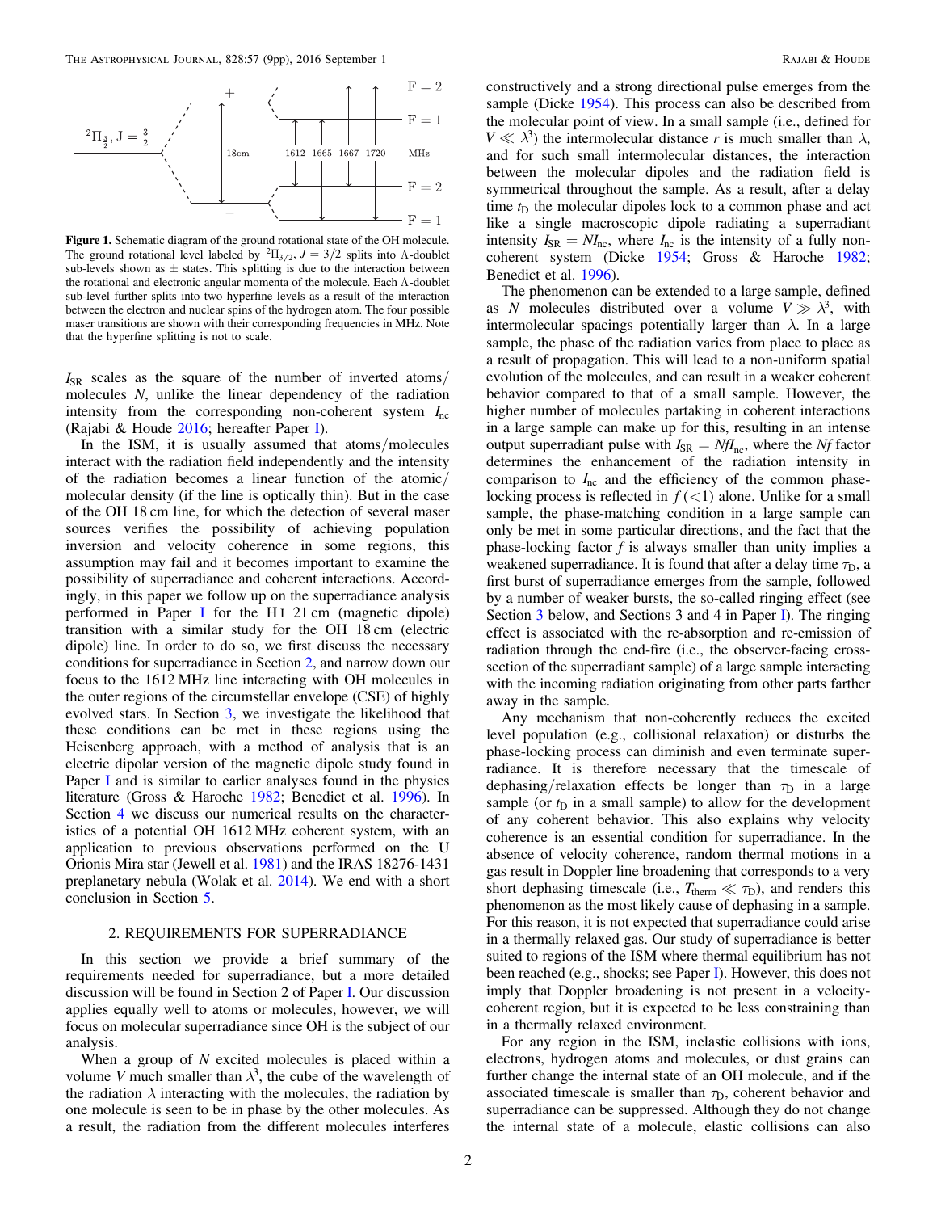**Figure 1.** Schematic diagram of the ground rotational state of the OH molecule. The ground rotational level labeled by $^2\Pi_{3/2}$, $J = 3/2$ splits into Λ-doublet sub-levels shown as ± states. This splitting is due to the interaction between the rotational and electronic angular momenta of the molecule. Each Λ-doublet sub-level further splits into two hyperfine levels as a result of the interaction between the electron and nuclear spins of the hydrogen atom. The four possible maser transitions are shown with their corresponding frequencies in MHz. Note that the hyperfine splitting is not to scale.

$I_{SR}$ scales as the square of the number of inverted atoms/molecules $N$, unlike the linear dependency of the radiation intensity from the corresponding non-coherent system $I_{nc}$ (Rajabi & Houde 2016; hereafter Paper I).

In the ISM, it is usually assumed that atoms/molecules interact with the radiation field independently and the intensity of the radiation becomes a linear function of the atomic/molecular density (if the line is optically thin). But in the case of the OH 18 cm line, for which the detection of several maser sources verifies the possibility of achieving population inversion and velocity coherence in some regions, this assumption may fail and it becomes important to examine the possibility of superradiance and coherent interactions. Accordingly, in this paper we follow up on the superradiance analysis performed in Paper I for the H I 21 cm (magnetic dipole) transition with a similar study for the OH 18 cm (electric dipole) line. In order to do so, we first discuss the necessary conditions for superradiance in Section 2, and narrow down our focus to the 1612 MHz line interacting with OH molecules in the outer regions of the circumstellar envelope (CSE) of highly evolved stars. In Section 3, we investigate the likelihood that these conditions can be met in these regions using the Heisenberg approach, with a method of analysis that is an electric dipolar version of the magnetic dipole study found in Paper I and is similar to earlier analyses found in the physics literature (Gross & Haroche 1982; Benedict et al. 1996). In Section 4 we discuss our numerical results on the characteristics of a potential OH 1612 MHz coherent system, with an application to previous observations performed on the U Orionis Mira star (Jewell et al. 1981) and the IRAS 18276-1431 preplanetary nebula (Wolak et al. 2014). We end with a short conclusion in Section 5.

## 2. REQUIREMENTS FOR SUPERRADIANCE

In this section we provide a brief summary of the requirements needed for superradiance, but a more detailed discussion will be found in Section 2 of Paper I. Our discussion applies equally well to atoms or molecules, however, we will focus on molecular superradiance since OH is the subject of our analysis.

When a group of $N$ excited molecules is placed within a volume $V$ much smaller than $\lambda^3$, the cube of the wavelength of the radiation $\lambda$ interacting with the molecules, the radiation by one molecule is seen to be in phase by the other molecules. As a result, the radiation from the different molecules interferes constructively and a strong directional pulse emerges from the sample (Dicke 1954). This process can also be described from the molecular point of view. In a small sample (i.e., defined for $V \ll \lambda^3$) the intermolecular distance $r$ is much smaller than $\lambda$, and for such small intermolecular distances, the interaction between the molecular dipoles and the radiation field is symmetrical throughout the sample. As a result, after a delay time $t_D$ the molecular dipoles lock to a common phase and act like a single macroscopic dipole radiating a superradiant intensity $I_{SR} = NI_{nc}$, where $I_{nc}$ is the intensity of a fully non-coherent system (Dicke 1954; Gross & Haroche 1982; Benedict et al. 1996).

The phenomenon can be extended to a large sample, defined as $N$ molecules distributed over a volume $V \gg \lambda^3$, with intermolecular spacings potentially larger than $\lambda$. In a large sample, the phase of the radiation varies from place to place as a result of propagation. This will lead to a non-uniform spatial evolution of the molecules, and can result in a weaker coherent behavior compared to that of a small sample. However, the higher number of molecules partaking in coherent interactions in a large sample can make up for this, resulting in an intense output superradiant pulse with $I_{SR} = NfI_{nc}$, where the $Nf$ factor determines the enhancement of the radiation intensity in comparison to $I_{nc}$ and the efficiency of the common phase-locking process is reflected in $f\,(<1)$ alone. Unlike for a small sample, the phase-matching condition in a large sample can only be met in some particular directions, and the fact that the phase-locking factor $f$ is always smaller than unity implies a weakened superradiance. It is found that after a delay time $\tau_D$, a first burst of superradiance emerges from the sample, followed by a number of weaker bursts, the so-called ringing effect (see Section 3 below, and Sections 3 and 4 in Paper I). The ringing effect is associated with the re-absorption and re-emission of radiation through the end-fire (i.e., the observer-facing cross-section of the superradiant sample) of a large sample interacting with the incoming radiation originating from other parts farther away in the sample.

Any mechanism that non-coherently reduces the excited level population (e.g., collisional relaxation) or disturbs the phase-locking process can diminish and even terminate superradiance. It is therefore necessary that the timescale of dephasing/relaxation effects be longer than $\tau_D$ in a large sample (or $t_D$ in a small sample) to allow for the development of any coherent behavior. This also explains why velocity coherence is an essential condition for superradiance. In the absence of velocity coherence, random thermal motions in a gas result in Doppler line broadening that corresponds to a very short dephasing timescale (i.e., $T_{therm} \ll \tau_D$), and renders this phenomenon as the most likely cause of dephasing in a sample. For this reason, it is not expected that superradiance could arise in a thermally relaxed gas. Our study of superradiance is better suited to regions of the ISM where thermal equilibrium has not been reached (e.g., shocks; see Paper I). However, this does not imply that Doppler broadening is not present in a velocity-coherent region, but it is expected to be less constraining than in a thermally relaxed environment.

For any region in the ISM, inelastic collisions with ions, electrons, hydrogen atoms and molecules, or dust grains can further change the internal state of an OH molecule, and if the associated timescale is smaller than $\tau_D$, coherent behavior and superradiance can be suppressed. Although they do not change the internal state of a molecule, elastic collisions can also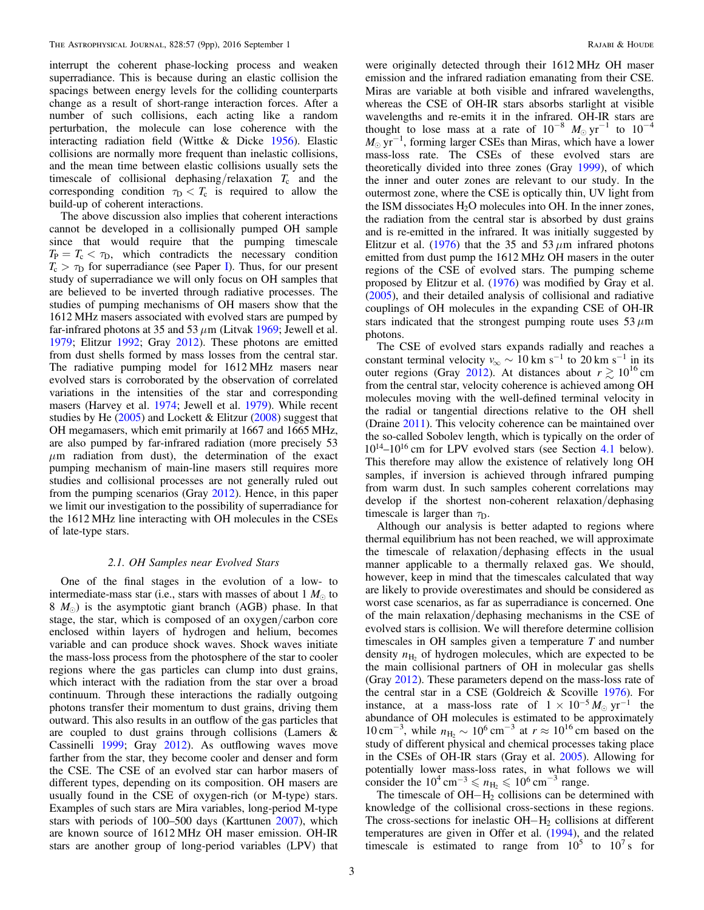interrupt the coherent phase-locking process and weaken superradiance. This is because during an elastic collision the spacings between energy levels for the colliding counterparts change as a result of short-range interaction forces. After a number of such collisions, each acting like a random perturbation, the molecule can lose coherence with the interacting radiation field (Wittke & Dicke 1956). Elastic collisions are normally more frequent than inelastic collisions, and the mean time between elastic collisions usually sets the timescale of collisional dephasing/relaxation $T_c$ and the corresponding condition $\tau_D < T_c$ is required to allow the build-up of coherent interactions.

The above discussion also implies that coherent interactions cannot be developed in a collisionally pumped OH sample since that would require that the pumping timescale $T_P = T_c < \tau_D$, which contradicts the necessary condition $T_c > \tau_D$ for superradiance (see Paper I). Thus, for our present study of superradiance we will only focus on OH samples that are believed to be inverted through radiative processes. The studies of pumping mechanisms of OH masers show that the 1612 MHz masers associated with evolved stars are pumped by far-infrared photons at 35 and 53 $\mu$m (Litvak 1969; Jewell et al. 1979; Elitzur 1992; Gray 2012). These photons are emitted from dust shells formed by mass losses from the central star. The radiative pumping model for 1612 MHz masers near evolved stars is corroborated by the observation of correlated variations in the intensities of the star and corresponding masers (Harvey et al. 1974; Jewell et al. 1979). While recent studies by He (2005) and Lockett & Elitzur (2008) suggest that OH megamasers, which emit primarily at 1667 and 1665 MHz, are also pumped by far-infrared radiation (more precisely 53 $\mu$m radiation from dust), the determination of the exact pumping mechanism of main-line masers still requires more studies and collisional processes are not generally ruled out from the pumping scenarios (Gray 2012). Hence, in this paper we limit our investigation to the possibility of superradiance for the 1612 MHz line interacting with OH molecules in the CSEs of late-type stars.

### 2.1. OH Samples near Evolved Stars

One of the final stages in the evolution of a low- to intermediate-mass star (i.e., stars with masses of about 1 $M_\odot$ to 8 $M_\odot$) is the asymptotic giant branch (AGB) phase. In that stage, the star, which is composed of an oxygen/carbon core enclosed within layers of hydrogen and helium, becomes variable and can produce shock waves. Shock waves initiate the mass-loss process from the photosphere of the star to cooler regions where the gas particles can clump into dust grains, which interact with the radiation from the star over a broad continuum. Through these interactions the radially outgoing photons transfer their momentum to dust grains, driving them outward. This also results in an outflow of the gas particles that are coupled to dust grains through collisions (Lamers & Cassinelli 1999; Gray 2012). As outflowing waves move farther from the star, they become cooler and denser and form the CSE. The CSE of an evolved star can harbor masers of different types, depending on its composition. OH masers are usually found in the CSE of oxygen-rich (or M-type) stars. Examples of such stars are Mira variables, long-period M-type stars with periods of 100–500 days (Karttunen 2007), which are known source of 1612 MHz OH maser emission. OH-IR stars are another group of long-period variables (LPV) that were originally detected through their 1612 MHz OH maser emission and the infrared radiation emanating from their CSE. Miras are variable at both visible and infrared wavelengths, whereas the CSE of OH-IR stars absorbs starlight at visible wavelengths and re-emits it in the infrared. OH-IR stars are thought to lose mass at a rate of $10^{-8}$ $M_\odot$ yr$^{-1}$ to $10^{-4}$ $M_\odot$ yr$^{-1}$, forming larger CSEs than Miras, which have a lower mass-loss rate. The CSEs of these evolved stars are theoretically divided into three zones (Gray 1999), of which the inner and outer zones are relevant to our study. In the outermost zone, where the CSE is optically thin, UV light from the ISM dissociates $H_2O$ molecules into OH. In the inner zones, the radiation from the central star is absorbed by dust grains and is re-emitted in the infrared. It was initially suggested by Elitzur et al. (1976) that the 35 and 53 $\mu$m infrared photons emitted from dust pump the 1612 MHz OH masers in the outer regions of the CSE of evolved stars. The pumping scheme proposed by Elitzur et al. (1976) was modified by Gray et al. (2005), and their detailed analysis of collisional and radiative couplings of OH molecules in the expanding CSE of OH-IR stars indicated that the strongest pumping route uses 53 $\mu$m photons.

The CSE of evolved stars expands radially and reaches a constant terminal velocity $v_\infty \sim 10$ km s$^{-1}$ to 20 km s$^{-1}$ in its outer regions (Gray 2012). At distances about $r \gtrsim 10^{16}$ cm from the central star, velocity coherence is achieved among OH molecules moving with the well-defined terminal velocity in the radial or tangential directions relative to the OH shell (Draine 2011). This velocity coherence can be maintained over the so-called Sobolev length, which is typically on the order of $10^{14}$–$10^{16}$ cm for LPV evolved stars (see Section 4.1 below). This therefore may allow the existence of relatively long OH samples, if inversion is achieved through infrared pumping from warm dust. In such samples coherent correlations may develop if the shortest non-coherent relaxation/dephasing timescale is larger than $\tau_D$.

Although our analysis is better adapted to regions where thermal equilibrium has not been reached, we will approximate the timescale of relaxation/dephasing effects in the usual manner applicable to a thermally relaxed gas. We should, however, keep in mind that the timescales calculated that way are likely to provide overestimates and should be considered as worst case scenarios, as far as superradiance is concerned. One of the main relaxation/dephasing mechanisms in the CSE of evolved stars is collision. We will therefore determine collision timescales in OH samples given a temperature $T$ and number density $n_{H_2}$ of hydrogen molecules, which are expected to be the main collisional partners of OH in molecular gas shells (Gray 2012). These parameters depend on the mass-loss rate of the central star in a CSE (Goldreich & Scoville 1976). For instance, at a mass-loss rate of $1 \times 10^{-5} M_\odot$ yr$^{-1}$ the abundance of OH molecules is estimated to be approximately 10 cm$^{-3}$, while $n_{H_2} \sim 10^6$ cm$^{-3}$ at $r \approx 10^{16}$ cm based on the study of different physical and chemical processes taking place in the CSEs of OH-IR stars (Gray et al. 2005). Allowing for potentially lower mass-loss rates, in what follows we will consider the $10^4$ cm$^{-3} \leqslant n_{H_2} \leqslant 10^6$ cm$^{-3}$ range.

The timescale of OH$-$H$_2$ collisions can be determined with knowledge of the collisional cross-sections in these regions. The cross-sections for inelastic OH$-$H$_2$ collisions at different temperatures are given in Offer et al. (1994), and the related timescale is estimated to range from $10^5$ to $10^7$ s for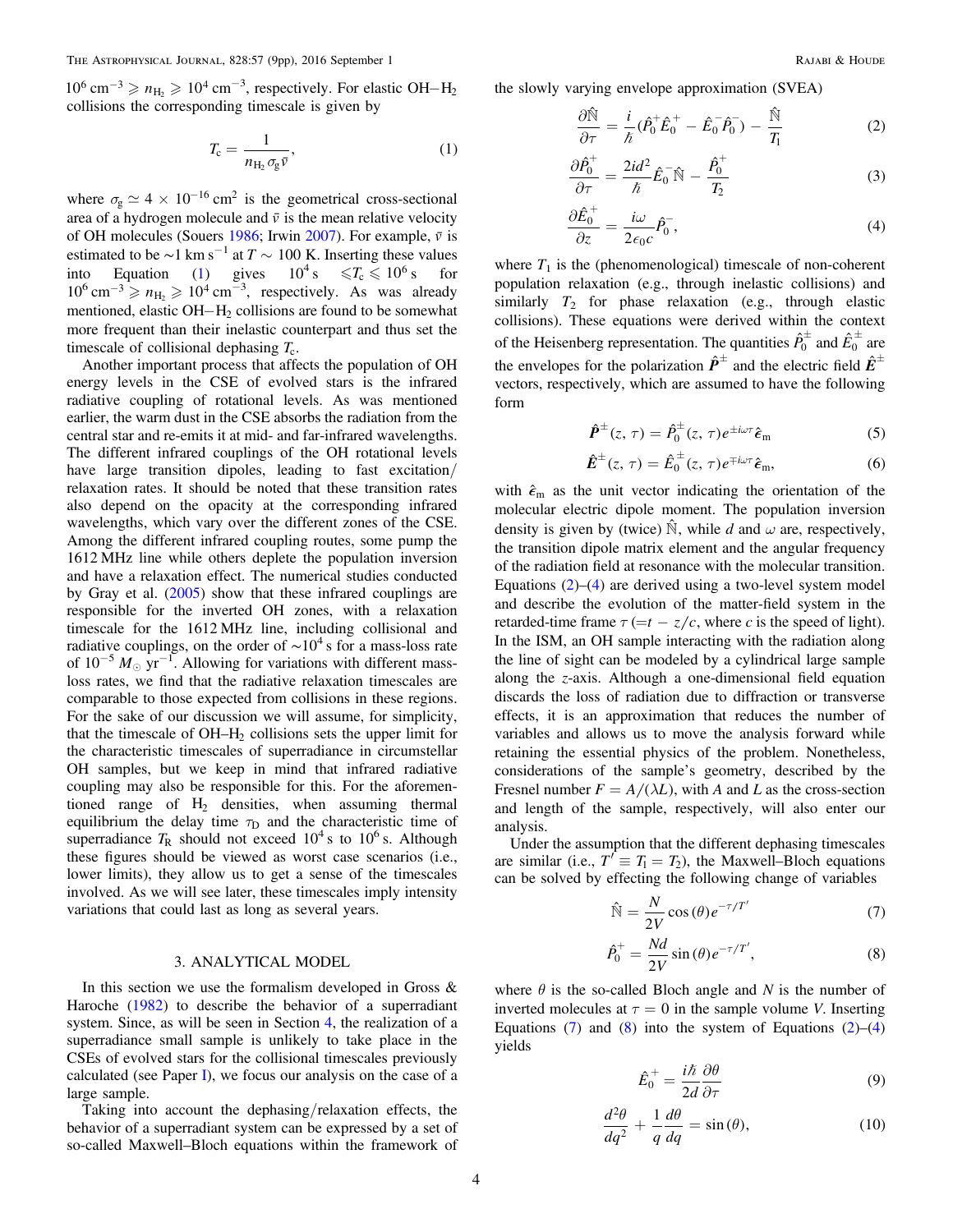$10^6\ \mathrm{cm}^{-3} \geqslant n_{\mathrm{H_2}} \geqslant 10^4\ \mathrm{cm}^{-3}$, respectively. For elastic OH–$H_2$ collisions the corresponding timescale is given by

$$T_{\mathrm{c}} = \frac{1}{n_{\mathrm{H_2}} \sigma_{\mathrm{g}} \bar{v}}, \tag{1}$$

where $\sigma_{\mathrm{g}} \simeq 4 \times 10^{-16}\ \mathrm{cm}^2$ is the geometrical cross-sectional area of a hydrogen molecule and $\bar{v}$ is the mean relative velocity of OH molecules (Souers 1986; Irwin 2007). For example, $\bar{v}$ is estimated to be $\sim 1\ \mathrm{km\ s^{-1}}$ at $T \sim 100$ K. Inserting these values into Equation (1) gives $10^4\ \mathrm{s} \leqslant T_{\mathrm{c}} \leqslant 10^6\ \mathrm{s}$ for $10^6\ \mathrm{cm}^{-3} \geqslant n_{\mathrm{H_2}} \geqslant 10^4\ \mathrm{cm}^{-3}$, respectively. As was already mentioned, elastic OH–$H_2$ collisions are found to be somewhat more frequent than their inelastic counterpart and thus set the timescale of collisional dephasing $T_{\mathrm{c}}$.

Another important process that affects the population of OH energy levels in the CSE of evolved stars is the infrared radiative coupling of rotational levels. As was mentioned earlier, the warm dust in the CSE absorbs the radiation from the central star and re-emits it at mid- and far-infrared wavelengths. The different infrared couplings of the OH rotational levels have large transition dipoles, leading to fast excitation/relaxation rates. It should be noted that these transition rates also depend on the opacity at the corresponding infrared wavelengths, which vary over the different zones of the CSE. Among the different infrared coupling routes, some pump the 1612 MHz line while others deplete the population inversion and have a relaxation effect. The numerical studies conducted by Gray et al. (2005) show that these infrared couplings are responsible for the inverted OH zones, with a relaxation timescale for the 1612 MHz line, including collisional and radiative couplings, on the order of $\sim 10^4$ s for a mass-loss rate of $10^{-5}\ M_{\odot}\ \mathrm{yr}^{-1}$. Allowing for variations with different mass-loss rates, we find that the radiative relaxation timescales are comparable to those expected from collisions in these regions. For the sake of our discussion we will assume, for simplicity, that the timescale of OH–$H_2$ collisions sets the upper limit for the characteristic timescales of superradiance in circumstellar OH samples, but we keep in mind that infrared radiative coupling may also be responsible for this. For the aforementioned range of $H_2$ densities, when assuming thermal equilibrium the delay time $\tau_{\mathrm{D}}$ and the characteristic time of superradiance $T_{\mathrm{R}}$ should not exceed $10^4$ s to $10^6$ s. Although these figures should be viewed as worst case scenarios (i.e., lower limits), they allow us to get a sense of the timescales involved. As we will see later, these timescales imply intensity variations that could last as long as several years.

## 3. ANALYTICAL MODEL

In this section we use the formalism developed in Gross & Haroche (1982) to describe the behavior of a superradiant system. Since, as will be seen in Section 4, the realization of a superradiance small sample is unlikely to take place in the CSEs of evolved stars for the collisional timescales previously calculated (see Paper I), we focus our analysis on the case of a large sample.

Taking into account the dephasing/relaxation effects, the behavior of a superradiant system can be expressed by a set of so-called Maxwell–Bloch equations within the framework of the slowly varying envelope approximation (SVEA)

$$\frac{\partial \hat{\mathbb{N}}}{\partial \tau} = \frac{i}{\hbar}\left(\hat{P}_0^{+}\hat{E}_0^{+} - \hat{E}_0^{-}\hat{P}_0^{-}\right) - \frac{\hat{\mathbb{N}}}{T_1} \tag{2}$$

$$\frac{\partial \hat{P}_0^{+}}{\partial \tau} = \frac{2id^2}{\hbar}\hat{E}_0^{-}\hat{\mathbb{N}} - \frac{\hat{P}_0^{+}}{T_2} \tag{3}$$

$$\frac{\partial \hat{E}_0^{+}}{\partial z} = \frac{i\omega}{2\epsilon_0 c}\hat{P}_0^{-}, \tag{4}$$

where $T_1$ is the (phenomenological) timescale of non-coherent population relaxation (e.g., through inelastic collisions) and similarly $T_2$ for phase relaxation (e.g., through elastic collisions). These equations were derived within the context of the Heisenberg representation. The quantities $\hat{P}_0^{\pm}$ and $\hat{E}_0^{\pm}$ are the envelopes for the polarization $\hat{\boldsymbol{P}}^{\pm}$ and the electric field $\hat{\boldsymbol{E}}^{\pm}$ vectors, respectively, which are assumed to have the following form

$$\hat{\boldsymbol{P}}^{\pm}(z, \tau) = \hat{P}_0^{\pm}(z, \tau)e^{\pm i\omega\tau}\hat{\boldsymbol{\epsilon}}_{\mathrm{m}} \tag{5}$$

$$\hat{\boldsymbol{E}}^{\pm}(z, \tau) = \hat{E}_0^{\pm}(z, \tau)e^{\mp i\omega\tau}\hat{\boldsymbol{\epsilon}}_{\mathrm{m}}, \tag{6}$$

with $\hat{\boldsymbol{\epsilon}}_{\mathrm{m}}$ as the unit vector indicating the orientation of the molecular electric dipole moment. The population inversion density is given by (twice) $\hat{\mathbb{N}}$, while $d$ and $\omega$ are, respectively, the transition dipole matrix element and the angular frequency of the radiation field at resonance with the molecular transition. Equations (2)–(4) are derived using a two-level system model and describe the evolution of the matter-field system in the retarded-time frame $\tau$ ($=t - z/c$, where $c$ is the speed of light). In the ISM, an OH sample interacting with the radiation along the line of sight can be modeled by a cylindrical large sample along the $z$-axis. Although a one-dimensional field equation discards the loss of radiation due to diffraction or transverse effects, it is an approximation that reduces the number of variables and allows us to move the analysis forward while retaining the essential physics of the problem. Nonetheless, considerations of the sample's geometry, described by the Fresnel number $F = A/(\lambda L)$, with $A$ and $L$ as the cross-section and length of the sample, respectively, will also enter our analysis.

Under the assumption that the different dephasing timescales are similar (i.e., $T' \equiv T_1 = T_2$), the Maxwell–Bloch equations can be solved by effecting the following change of variables

$$\hat{\mathbb{N}} = \frac{N}{2V}\cos(\theta)e^{-\tau/T'} \tag{7}$$

$$\hat{P}_0^{+} = \frac{Nd}{2V}\sin(\theta)e^{-\tau/T'}, \tag{8}$$

where $\theta$ is the so-called Bloch angle and $N$ is the number of inverted molecules at $\tau = 0$ in the sample volume $V$. Inserting Equations (7) and (8) into the system of Equations (2)–(4) yields

$$\hat{E}_0^{+} = \frac{i\hbar}{2d}\frac{\partial\theta}{\partial\tau} \tag{9}$$

$$\frac{d^2\theta}{dq^2} + \frac{1}{q}\frac{d\theta}{dq} = \sin(\theta), \tag{10}$$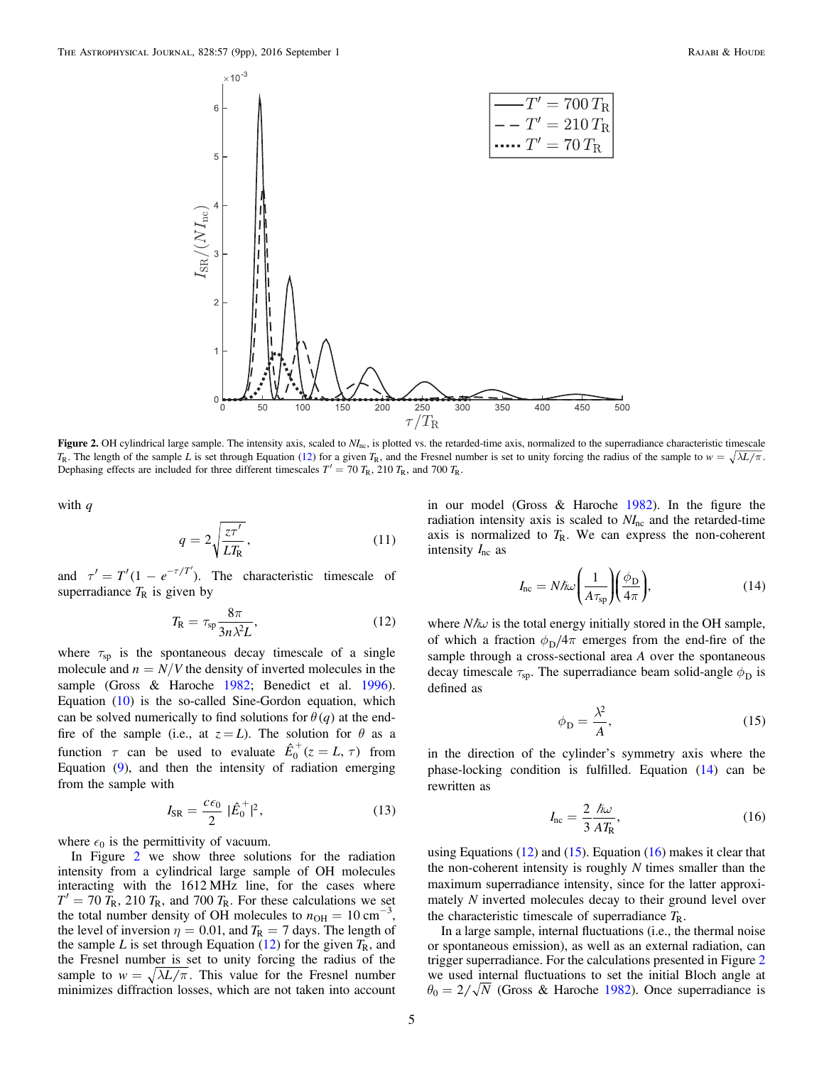**Figure 2.** OH cylindrical large sample. The intensity axis, scaled to $NI_{\rm nc}$, is plotted vs. the retarded-time axis, normalized to the superradiance characteristic timescale $T_{\rm R}$. The length of the sample $L$ is set through Equation (12) for a given $T_{\rm R}$, and the Fresnel number is set to unity forcing the radius of the sample to $w = \sqrt{\lambda L/\pi}$. Dephasing effects are included for three different timescales $T' = 70\,T_{\rm R}$, $210\,T_{\rm R}$, and $700\,T_{\rm R}$.

with $q$

$$q = 2\sqrt{\frac{z\tau'}{LT_{\rm R}}}, \tag{11}$$

and $\tau' = T'(1 - e^{-\tau/T'})$. The characteristic timescale of superradiance $T_{\rm R}$ is given by

$$T_{\rm R} = \tau_{\rm sp}\frac{8\pi}{3n\lambda^2 L}, \tag{12}$$

where $\tau_{\rm sp}$ is the spontaneous decay timescale of a single molecule and $n = N/V$ the density of inverted molecules in the sample (Gross & Haroche 1982; Benedict et al. 1996). Equation (10) is the so-called Sine-Gordon equation, which can be solved numerically to find solutions for $\theta(q)$ at the end-fire of the sample (i.e., at $z = L$). The solution for $\theta$ as a function $\tau$ can be used to evaluate $\hat{E}_0^+(z = L, \tau)$ from Equation (9), and then the intensity of radiation emerging from the sample with

$$I_{\rm SR} = \frac{c\epsilon_0}{2}\,|\hat{E}_0^+|^2, \tag{13}$$

where $\epsilon_0$ is the permittivity of vacuum.

In Figure 2 we show three solutions for the radiation intensity from a cylindrical large sample of OH molecules interacting with the 1612 MHz line, for the cases where $T' = 70\,T_{\rm R}$, $210\,T_{\rm R}$, and $700\,T_{\rm R}$. For these calculations we set the total number density of OH molecules to $n_{\rm OH} = 10\ {\rm cm}^{-3}$, the level of inversion $\eta = 0.01$, and $T_{\rm R} = 7$ days. The length of the sample $L$ is set through Equation (12) for the given $T_{\rm R}$, and the Fresnel number is set to unity forcing the radius of the sample to $w = \sqrt{\lambda L/\pi}$. This value for the Fresnel number minimizes diffraction losses, which are not taken into account in our model (Gross & Haroche 1982). In the figure the radiation intensity axis is scaled to $NI_{\rm nc}$ and the retarded-time axis is normalized to $T_{\rm R}$. We can express the non-coherent intensity $I_{\rm nc}$ as

$$I_{\rm nc} = N\hbar\omega\left(\frac{1}{A\tau_{\rm sp}}\right)\left(\frac{\phi_{\rm D}}{4\pi}\right), \tag{14}$$

where $N\hbar\omega$ is the total energy initially stored in the OH sample, of which a fraction $\phi_{\rm D}/4\pi$ emerges from the end-fire of the sample through a cross-sectional area $A$ over the spontaneous decay timescale $\tau_{\rm sp}$. The superradiance beam solid-angle $\phi_{\rm D}$ is defined as

$$\phi_{\rm D} = \frac{\lambda^2}{A}, \tag{15}$$

in the direction of the cylinder's symmetry axis where the phase-locking condition is fulfilled. Equation (14) can be rewritten as

$$I_{\rm nc} = \frac{2}{3}\frac{\hbar\omega}{AT_{\rm R}}, \tag{16}$$

using Equations (12) and (15). Equation (16) makes it clear that the non-coherent intensity is roughly $N$ times smaller than the maximum superradiance intensity, since for the latter approximately $N$ inverted molecules decay to their ground level over the characteristic timescale of superradiance $T_{\rm R}$.

In a large sample, internal fluctuations (i.e., the thermal noise or spontaneous emission), as well as an external radiation, can trigger superradiance. For the calculations presented in Figure 2 we used internal fluctuations to set the initial Bloch angle at $\theta_0 = 2/\sqrt{N}$ (Gross & Haroche 1982). Once superradiance is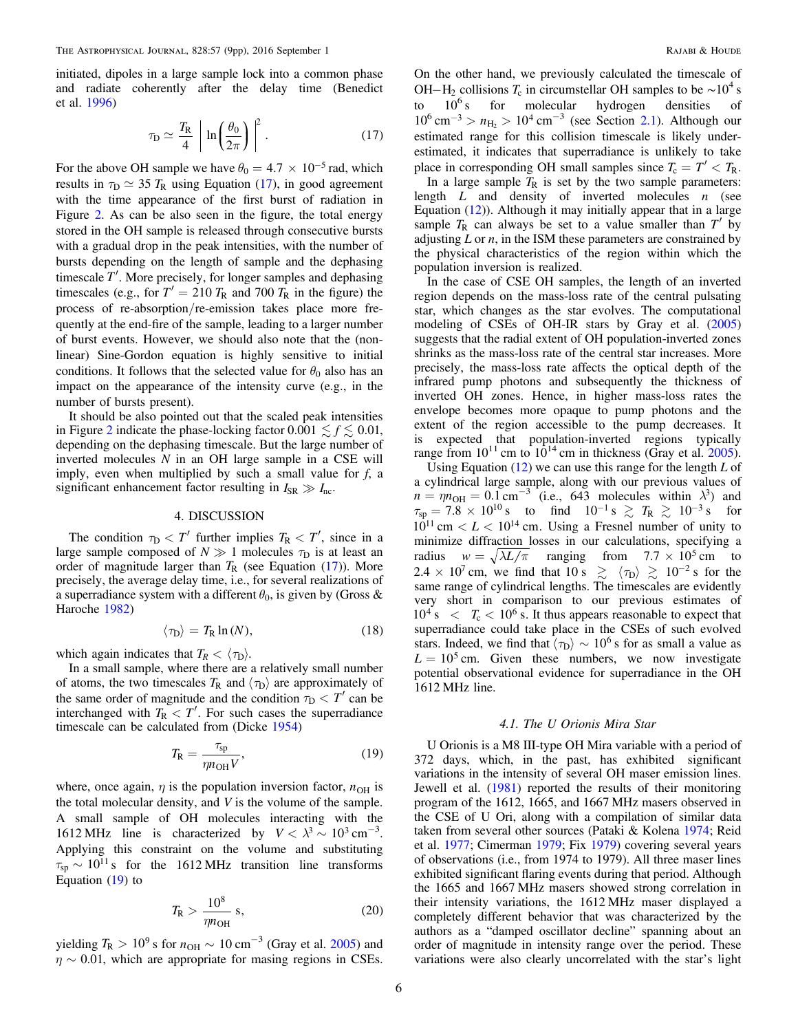initiated, dipoles in a large sample lock into a common phase and radiate coherently after the delay time (Benedict et al. 1996)

$$
\tau_{\mathrm{D}} \simeq \frac{T_{\mathrm{R}}}{4}\left|\ln\left(\frac{\theta_0}{2\pi}\right)\right|^2. \tag{17}
$$

For the above OH sample we have $\theta_0 = 4.7 \times 10^{-5}$ rad, which results in $\tau_{\mathrm{D}} \simeq 35\,T_{\mathrm{R}}$ using Equation (17), in good agreement with the time appearance of the first burst of radiation in Figure 2. As can be also seen in the figure, the total energy stored in the OH sample is released through consecutive bursts with a gradual drop in the peak intensities, with the number of bursts depending on the length of sample and the dephasing timescale $T'$. More precisely, for longer samples and dephasing timescales (e.g., for $T' = 210\,T_{\mathrm{R}}$ and $700\,T_{\mathrm{R}}$ in the figure) the process of re-absorption/re-emission takes place more frequently at the end-fire of the sample, leading to a larger number of burst events. However, we should also note that the (non-linear) Sine-Gordon equation is highly sensitive to initial conditions. It follows that the selected value for $\theta_0$ also has an impact on the appearance of the intensity curve (e.g., in the number of bursts present).

It should be also pointed out that the scaled peak intensities in Figure 2 indicate the phase-locking factor $0.001 \lesssim f \lesssim 0.01$, depending on the dephasing timescale. But the large number of inverted molecules $N$ in an OH large sample in a CSE will imply, even when multiplied by such a small value for $f$, a significant enhancement factor resulting in $I_{\mathrm{SR}} \gg I_{\mathrm{nc}}$.

## 4. DISCUSSION

The condition $\tau_{\mathrm{D}} < T'$ further implies $T_{\mathrm{R}} < T'$, since in a large sample composed of $N \gg 1$ molecules $\tau_{\mathrm{D}}$ is at least an order of magnitude larger than $T_{\mathrm{R}}$ (see Equation (17)). More precisely, the average delay time, i.e., for several realizations of a superradiance system with a different $\theta_0$, is given by (Gross & Haroche 1982)

$$
\langle \tau_{\mathrm{D}} \rangle = T_{\mathrm{R}} \ln(N), \tag{18}
$$

which again indicates that $T_R < \langle \tau_{\mathrm{D}} \rangle$.

In a small sample, where there are a relatively small number of atoms, the two timescales $T_{\mathrm{R}}$ and $\langle \tau_{\mathrm{D}} \rangle$ are approximately of the same order of magnitude and the condition $\tau_{\mathrm{D}} < T'$ can be interchanged with $T_{\mathrm{R}} < T'$. For such cases the superradiance timescale can be calculated from (Dicke 1954)

$$
T_{\mathrm{R}} = \frac{\tau_{\mathrm{sp}}}{\eta n_{\mathrm{OH}} V}, \tag{19}
$$

where, once again, $\eta$ is the population inversion factor, $n_{\mathrm{OH}}$ is the total molecular density, and $V$ is the volume of the sample. A small sample of OH molecules interacting with the 1612 MHz line is characterized by $V < \lambda^3 \sim 10^3\,\mathrm{cm}^{-3}$. Applying this constraint on the volume and substituting $\tau_{\mathrm{sp}} \sim 10^{11}$ s for the 1612 MHz transition line transforms Equation (19) to

$$
T_{\mathrm{R}} > \frac{10^8}{\eta n_{\mathrm{OH}}}\ \mathrm{s}, \tag{20}
$$

yielding $T_{\mathrm{R}} > 10^9$ s for $n_{\mathrm{OH}} \sim 10\,\mathrm{cm}^{-3}$ (Gray et al. 2005) and $\eta \sim 0.01$, which are appropriate for masing regions in CSEs. On the other hand, we previously calculated the timescale of OH$-$H$_2$ collisions $T_{\mathrm{c}}$ in circumstellar OH samples to be $\sim 10^4$ s to $10^6$ s for molecular hydrogen densities of $10^6\,\mathrm{cm}^{-3} > n_{\mathrm{H_2}} > 10^4\,\mathrm{cm}^{-3}$ (see Section 2.1). Although our estimated range for this collision timescale is likely underestimated, it indicates that superradiance is unlikely to take place in corresponding OH small samples since $T_{\mathrm{c}} = T' < T_{\mathrm{R}}$.

In a large sample $T_{\mathrm{R}}$ is set by the two sample parameters: length $L$ and density of inverted molecules $n$ (see Equation (12)). Although it may initially appear that in a large sample $T_{\mathrm{R}}$ can always be set to a value smaller than $T'$ by adjusting $L$ or $n$, in the ISM these parameters are constrained by the physical characteristics of the region within which the population inversion is realized.

In the case of CSE OH samples, the length of an inverted region depends on the mass-loss rate of the central pulsating star, which changes as the star evolves. The computational modeling of CSEs of OH-IR stars by Gray et al. (2005) suggests that the radial extent of OH population-inverted zones shrinks as the mass-loss rate of the central star increases. More precisely, the mass-loss rate affects the optical depth of the infrared pump photons and subsequently the thickness of inverted OH zones. Hence, in higher mass-loss rates the envelope becomes more opaque to pump photons and the extent of the region accessible to the pump decreases. It is expected that population-inverted regions typically range from $10^{11}$ cm to $10^{14}$ cm in thickness (Gray et al. 2005).

Using Equation (12) we can use this range for the length $L$ of a cylindrical large sample, along with our previous values of $n = \eta n_{\mathrm{OH}} = 0.1\,\mathrm{cm}^{-3}$ (i.e., 643 molecules within $\lambda^3$) and $\tau_{\mathrm{sp}} = 7.8 \times 10^{10}$ s to find $10^{-1}\,\mathrm{s} \gtrsim T_{\mathrm{R}} \gtrsim 10^{-3}\,\mathrm{s}$ for $10^{11}\,\mathrm{cm} < L < 10^{14}\,\mathrm{cm}$. Using a Fresnel number of unity to minimize diffraction losses in our calculations, specifying a radius $w = \sqrt{\lambda L/\pi}$ ranging from $7.7 \times 10^5$ cm to $2.4 \times 10^7$ cm, we find that $10\,\mathrm{s} \gtrsim \langle \tau_{\mathrm{D}} \rangle \gtrsim 10^{-2}\,\mathrm{s}$ for the same range of cylindrical lengths. The timescales are evidently very short in comparison to our previous estimates of $10^4\,\mathrm{s} < T_{\mathrm{c}} < 10^6\,\mathrm{s}$. It thus appears reasonable to expect that superradiance could take place in the CSEs of such evolved stars. Indeed, we find that $\langle \tau_{\mathrm{D}} \rangle \sim 10^6$ s for as small a value as $L = 10^5$ cm. Given these numbers, we now investigate potential observational evidence for superradiance in the OH 1612 MHz line.

### 4.1. The U Orionis Mira Star

U Orionis is a M8 III-type OH Mira variable with a period of 372 days, which, in the past, has exhibited significant variations in the intensity of several OH maser emission lines. Jewell et al. (1981) reported the results of their monitoring program of the 1612, 1665, and 1667 MHz masers observed in the CSE of U Ori, along with a compilation of similar data taken from several other sources (Pataki & Kolena 1974; Reid et al. 1977; Cimerman 1979; Fix 1979) covering several years of observations (i.e., from 1974 to 1979). All three maser lines exhibited significant flaring events during that period. Although the 1665 and 1667 MHz masers showed strong correlation in their intensity variations, the 1612 MHz maser displayed a completely different behavior that was characterized by the authors as a "damped oscillator decline" spanning about an order of magnitude in intensity range over the period. These variations were also clearly uncorrelated with the star's light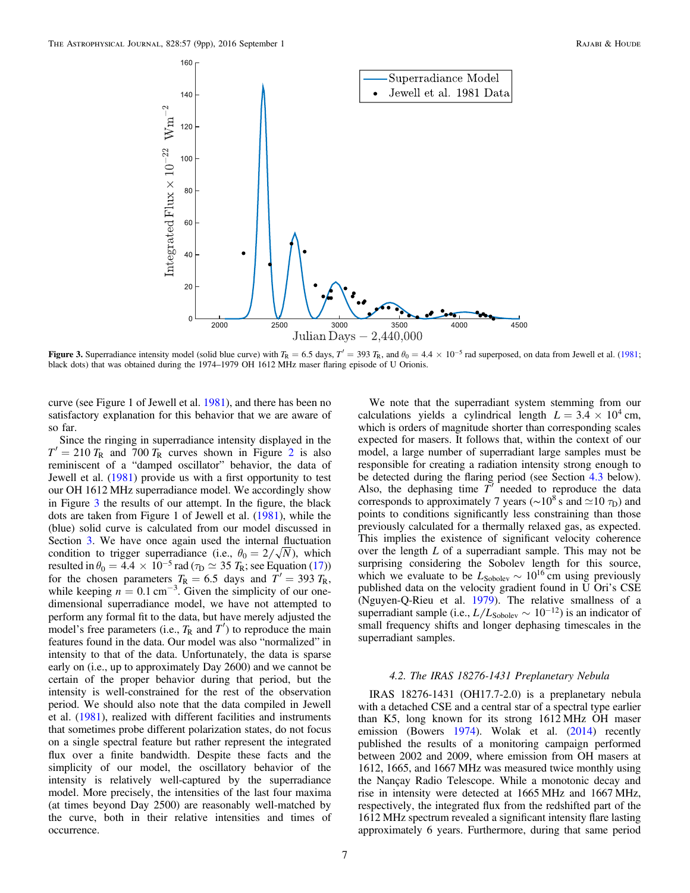**Figure 3.** Superradiance intensity model (solid blue curve) with $T_R = 6.5$ days, $T' = 393\ T_R$, and $\theta_0 = 4.4 \times 10^{-5}$ rad superposed, on data from Jewell et al. (1981; black dots) that was obtained during the 1974–1979 OH 1612 MHz maser flaring episode of U Orionis.

curve (see Figure 1 of Jewell et al. 1981), and there has been no satisfactory explanation for this behavior that we are aware of so far.

Since the ringing in superradiance intensity displayed in the $T' = 210\ T_R$ and $700\ T_R$ curves shown in Figure 2 is also reminiscent of a "damped oscillator" behavior, the data of Jewell et al. (1981) provide us with a first opportunity to test our OH 1612 MHz superradiance model. We accordingly show in Figure 3 the results of our attempt. In the figure, the black dots are taken from Figure 1 of Jewell et al. (1981), while the (blue) solid curve is calculated from our model discussed in Section 3. We have once again used the internal fluctuation condition to trigger superradiance (i.e., $\theta_0 = 2/\sqrt{N}$), which resulted in $\theta_0 = 4.4 \times 10^{-5}$ rad ($\tau_D \simeq 35\ T_R$; see Equation (17)) for the chosen parameters $T_R = 6.5$ days and $T' = 393\ T_R$, while keeping $n = 0.1\ \text{cm}^{-3}$. Given the simplicity of our one-dimensional superradiance model, we have not attempted to perform any formal fit to the data, but have merely adjusted the model's free parameters (i.e., $T_R$ and $T'$) to reproduce the main features found in the data. Our model was also "normalized" in intensity to that of the data. Unfortunately, the data is sparse early on (i.e., up to approximately Day 2600) and we cannot be certain of the proper behavior during that period, but the intensity is well-constrained for the rest of the observation period. We should also note that the data compiled in Jewell et al. (1981), realized with different facilities and instruments that sometimes probe different polarization states, do not focus on a single spectral feature but rather represent the integrated flux over a finite bandwidth. Despite these facts and the simplicity of our model, the oscillatory behavior of the intensity is relatively well-captured by the superradiance model. More precisely, the intensities of the last four maxima (at times beyond Day 2500) are reasonably well-matched by the curve, both in their relative intensities and times of occurrence.

We note that the superradiant system stemming from our calculations yields a cylindrical length $L = 3.4 \times 10^4$ cm, which is orders of magnitude shorter than corresponding scales expected for masers. It follows that, within the context of our model, a large number of superradiant large samples must be responsible for creating a radiation intensity strong enough to be detected during the flaring period (see Section 4.3 below). Also, the dephasing time $T'$ needed to reproduce the data corresponds to approximately 7 years ($\sim 10^8$ s and $\simeq 10\ \tau_D$) and points to conditions significantly less constraining than those previously calculated for a thermally relaxed gas, as expected. This implies the existence of significant velocity coherence over the length $L$ of a superradiant sample. This may not be surprising considering the Sobolev length for this source, which we evaluate to be $L_{\text{Sobolev}} \sim 10^{16}$ cm using previously published data on the velocity gradient found in U Ori's CSE (Nguyen-Q-Rieu et al. 1979). The relative smallness of a superradiant sample (i.e., $L/L_{\text{Sobolev}} \sim 10^{-12}$) is an indicator of small frequency shifts and longer dephasing timescales in the superradiant samples.

### 4.2. The IRAS 18276-1431 Preplanetary Nebula

IRAS 18276-1431 (OH17.7-2.0) is a preplanetary nebula with a detached CSE and a central star of a spectral type earlier than K5, long known for its strong 1612 MHz OH maser emission (Bowers 1974). Wolak et al. (2014) recently published the results of a monitoring campaign performed between 2002 and 2009, where emission from OH masers at 1612, 1665, and 1667 MHz was measured twice monthly using the Nançay Radio Telescope. While a monotonic decay and rise in intensity were detected at 1665 MHz and 1667 MHz, respectively, the integrated flux from the redshifted part of the 1612 MHz spectrum revealed a significant intensity flare lasting approximately 6 years. Furthermore, during that same period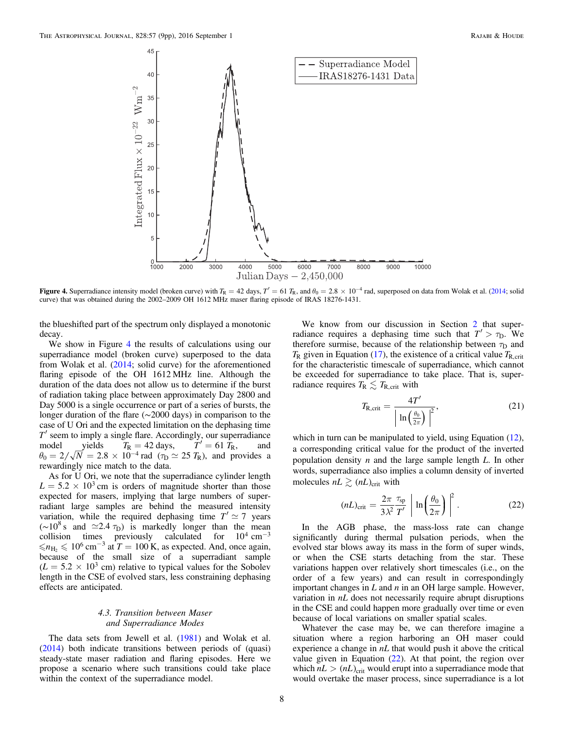**Figure 4.** Superradiance intensity model (broken curve) with $T_R = 42$ days, $T' = 61\ T_R$, and $\theta_0 = 2.8 \times 10^{-4}$ rad, superposed on data from Wolak et al. (2014; solid curve) that was obtained during the 2002–2009 OH 1612 MHz maser flaring episode of IRAS 18276-1431.

the blueshifted part of the spectrum only displayed a monotonic decay.

We show in Figure 4 the results of calculations using our superradiance model (broken curve) superposed to the data from Wolak et al. (2014; solid curve) for the aforementioned flaring episode of the OH 1612 MHz line. Although the duration of the data does not allow us to determine if the burst of radiation taking place between approximately Day 2800 and Day 5000 is a single occurrence or part of a series of bursts, the longer duration of the flare (~2000 days) in comparison to the case of U Ori and the expected limitation on the dephasing time $T'$ seem to imply a single flare. Accordingly, our superradiance model yields $T_R = 42$ days, $T' = 61\ T_R$, and $\theta_0 = 2/\sqrt{N} = 2.8 \times 10^{-4}$ rad ($\tau_D \simeq 25\ T_R$), and provides a rewardingly nice match to the data.

As for U Ori, we note that the superradiance cylinder length $L = 5.2 \times 10^3$ cm is orders of magnitude shorter than those expected for masers, implying that large numbers of superradiant large samples are behind the measured intensity variation, while the required dephasing time $T' \simeq 7$ years ($\sim 10^8$ s and $\simeq 2.4\ \tau_D$) is markedly longer than the mean collision times previously calculated for $10^4\ \mathrm{cm}^{-3} \leqslant n_{H_2} \leqslant 10^6\ \mathrm{cm}^{-3}$ at $T = 100$ K, as expected. And, once again, because of the small size of a superradiant sample ($L = 5.2 \times 10^3$ cm) relative to typical values for the Sobolev length in the CSE of evolved stars, less constraining dephasing effects are anticipated.

### 4.3. Transition between Maser and Superradiance Modes

The data sets from Jewell et al. (1981) and Wolak et al. (2014) both indicate transitions between periods of (quasi) steady-state maser radiation and flaring episodes. Here we propose a scenario where such transitions could take place within the context of the superradiance model.

We know from our discussion in Section 2 that superradiance requires a dephasing time such that $T' > \tau_D$. We therefore surmise, because of the relationship between $\tau_D$ and $T_R$ given in Equation (17), the existence of a critical value $T_{R,\mathrm{crit}}$ for the characteristic timescale of superradiance, which cannot be exceeded for superradiance to take place. That is, superradiance requires $T_R \lesssim T_{R,\mathrm{crit}}$ with

$$T_{R,\mathrm{crit}} = \frac{4T'}{\left|\ln\left(\frac{\theta_0}{2\pi}\right)\right|^2}, \tag{21}$$

which in turn can be manipulated to yield, using Equation (12), a corresponding critical value for the product of the inverted population density $n$ and the large sample length $L$. In other words, superradiance also implies a column density of inverted molecules $nL \gtrsim (nL)_{\mathrm{crit}}$ with

$$(nL)_{\mathrm{crit}} = \frac{2\pi}{3\lambda^2}\frac{\tau_{\mathrm{sp}}}{T'}\left|\ln\left(\frac{\theta_0}{2\pi}\right)\right|^2. \tag{22}$$

In the AGB phase, the mass-loss rate can change significantly during thermal pulsation periods, when the evolved star blows away its mass in the form of super winds, or when the CSE starts detaching from the star. These variations happen over relatively short timescales (i.e., on the order of a few years) and can result in correspondingly important changes in $L$ and $n$ in an OH large sample. However, variation in $nL$ does not necessarily require abrupt disruptions in the CSE and could happen more gradually over time or even because of local variations on smaller spatial scales.

Whatever the case may be, we can therefore imagine a situation where a region harboring an OH maser could experience a change in $nL$ that would push it above the critical value given in Equation (22). At that point, the region over which $nL > (nL)_{\mathrm{crit}}$ would erupt into a superradiance mode that would overtake the maser process, since superradiance is a lot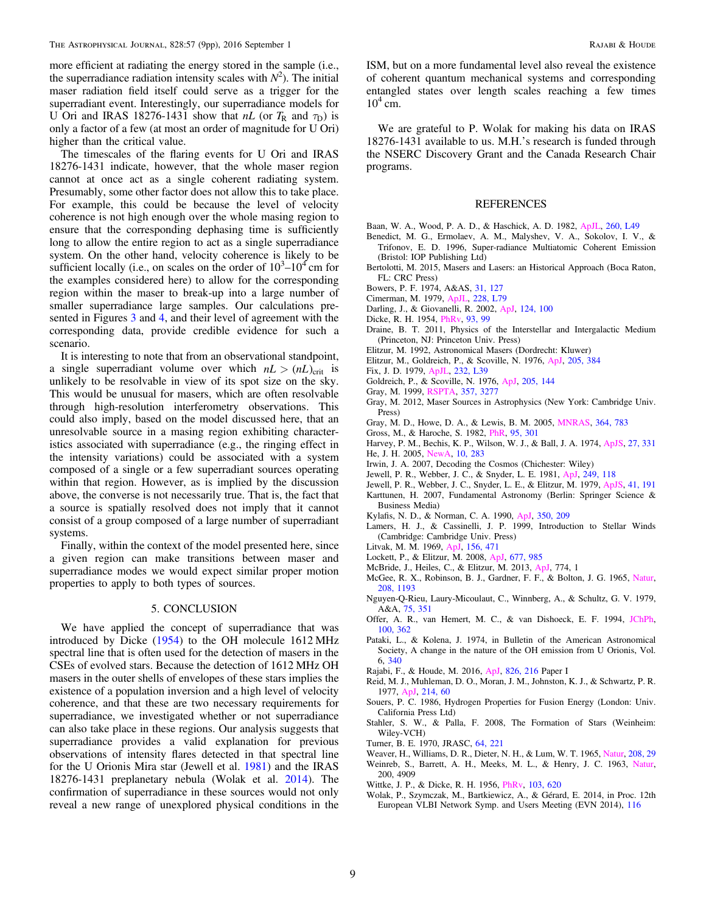more efficient at radiating the energy stored in the sample (i.e., the superradiance radiation intensity scales with $N^2$). The initial maser radiation field itself could serve as a trigger for the superradiant event. Interestingly, our superradiance models for U Ori and IRAS 18276-1431 show that $nL$ (or $T_R$ and $\tau_D$) is only a factor of a few (at most an order of magnitude for U Ori) higher than the critical value.

The timescales of the flaring events for U Ori and IRAS 18276-1431 indicate, however, that the whole maser region cannot at once act as a single coherent radiating system. Presumably, some other factor does not allow this to take place. For example, this could be because the level of velocity coherence is not high enough over the whole masing region to ensure that the corresponding dephasing time is sufficiently long to allow the entire region to act as a single superradiance system. On the other hand, velocity coherence is likely to be sufficient locally (i.e., on scales on the order of $10^3$–$10^4$ cm for the examples considered here) to allow for the corresponding region within the maser to break-up into a large number of smaller superradiance large samples. Our calculations presented in Figures 3 and 4, and their level of agreement with the corresponding data, provide credible evidence for such a scenario.

It is interesting to note that from an observational standpoint, a single superradiant volume over which $nL > (nL)_{\rm crit}$ is unlikely to be resolvable in view of its spot size on the sky. This would be unusual for masers, which are often resolvable through high-resolution interferometry observations. This could also imply, based on the model discussed here, that an unresolvable source in a masing region exhibiting characteristics associated with superradiance (e.g., the ringing effect in the intensity variations) could be associated with a system composed of a single or a few superradiant sources operating within that region. However, as is implied by the discussion above, the converse is not necessarily true. That is, the fact that a source is spatially resolved does not imply that it cannot consist of a group composed of a large number of superradiant systems.

Finally, within the context of the model presented here, since a given region can make transitions between maser and superradiance modes we would expect similar proper motion properties to apply to both types of sources.

## 5. CONCLUSION

We have applied the concept of superradiance that was introduced by Dicke (1954) to the OH molecule 1612 MHz spectral line that is often used for the detection of masers in the CSEs of evolved stars. Because the detection of 1612 MHz OH masers in the outer shells of envelopes of these stars implies the existence of a population inversion and a high level of velocity coherence, and that these are two necessary requirements for superradiance, we investigated whether or not superradiance can also take place in these regions. Our analysis suggests that superradiance provides a valid explanation for previous observations of intensity flares detected in that spectral line for the U Orionis Mira star (Jewell et al. 1981) and the IRAS 18276-1431 preplanetary nebula (Wolak et al. 2014). The confirmation of superradiance in these sources would not only reveal a new range of unexplored physical conditions in the ISM, but on a more fundamental level also reveal the existence of coherent quantum mechanical systems and corresponding entangled states over length scales reaching a few times $10^4$ cm.

We are grateful to P. Wolak for making his data on IRAS 18276-1431 available to us. M.H.'s research is funded through the NSERC Discovery Grant and the Canada Research Chair programs.

## REFERENCES

Baan, W. A., Wood, P. A. D., & Haschick, A. D. 1982, ApJL, 260, L49
Benedict, M. G., Ermolaev, A. M., Malyshev, V. A., Sokolov, I. V., & Trifonov, E. D. 1996, Super-radiance Multiatomic Coherent Emission (Bristol: IOP Publishing Ltd)
Bertolotti, M. 2015, Masers and Lasers: an Historical Approach (Boca Raton, FL: CRC Press)
Bowers, P. F. 1974, A&AS, 31, 127
Cimerman, M. 1979, ApJL, 228, L79
Darling, J., & Giovanelli, R. 2002, ApJ, 124, 100
Dicke, R. H. 1954, PhRv, 93, 99
Draine, B. T. 2011, Physics of the Interstellar and Intergalactic Medium (Princeton, NJ: Princeton Univ. Press)
Elitzur, M. 1992, Astronomical Masers (Dordrecht: Kluwer)
Elitzur, M., Goldreich, P., & Scoville, N. 1976, ApJ, 205, 384
Fix, J. D. 1979, ApJL, 232, L39
Goldreich, P., & Scoville, N. 1976, ApJ, 205, 144
Gray, M. 1999, RSPTA, 357, 3277
Gray, M. 2012, Maser Sources in Astrophysics (New York: Cambridge Univ. Press)
Gray, M. D., Howe, D. A., & Lewis, B. M. 2005, MNRAS, 364, 783
Gross, M., & Haroche, S. 1982, PhR, 95, 301
Harvey, P. M., Bechis, K. P., Wilson, W. J., & Ball, J. A. 1974, ApJS, 27, 331
He, J. H. 2005, NewA, 10, 283
Irwin, J. A. 2007, Decoding the Cosmos (Chichester: Wiley)
Jewell, P. R., Webber, J. C., & Snyder, L. E. 1981, ApJ, 249, 118
Jewell, P. R., Webber, J. C., Snyder, L. E., & Elitzur, M. 1979, ApJS, 41, 191
Karttunen, H. 2007, Fundamental Astronomy (Berlin: Springer Science & Business Media)
Kylafis, N. D., & Norman, C. A. 1990, ApJ, 350, 209
Lamers, H. J., & Cassinelli, J. P. 1999, Introduction to Stellar Winds (Cambridge: Cambridge Univ. Press)
Litvak, M. M. 1969, ApJ, 156, 471
Lockett, P., & Elitzur, M. 2008, ApJ, 677, 985
McBride, J., Heiles, C., & Elitzur, M. 2013, ApJ, 774, 1
McGee, R. X., Robinson, B. J., Gardner, F. F., & Bolton, J. G. 1965, Natur, 208, 1193
Nguyen-Q-Rieu, Laury-Micoulaut, C., Winnberg, A., & Schultz, G. V. 1979, A&A, 75, 351
Offer, A. R., van Hemert, M. C., & van Dishoeck, E. F. 1994, JChPh, 100, 362
Pataki, L., & Kolena, J. 1974, in Bulletin of the American Astronomical Society, A change in the nature of the OH emission from U Orionis, Vol. 6, 340
Rajabi, F., & Houde, M. 2016, ApJ, 826, 216 Paper I
Reid, M. J., Muhleman, D. O., Moran, J. M., Johnston, K. J., & Schwartz, P. R. 1977, ApJ, 214, 60
Souers, P. C. 1986, Hydrogen Properties for Fusion Energy (London: Univ. California Press Ltd)
Stahler, S. W., & Palla, F. 2008, The Formation of Stars (Weinheim: Wiley-VCH)
Turner, B. E. 1970, JRASC, 64, 221
Weaver, H., Williams, D. R., Dieter, N. H., & Lum, W. T. 1965, Natur, 208, 29
Weinreb, S., Barrett, A. H., Meeks, M. L., & Henry, J. C. 1963, Natur, 200, 4909
Wittke, J. P., & Dicke, R. H. 1956, PhRv, 103, 620
Wolak, P., Szymczak, M., Bartkiewicz, A., & Gérard, E. 2014, in Proc. 12th European VLBI Network Symp. and Users Meeting (EVN 2014), 116